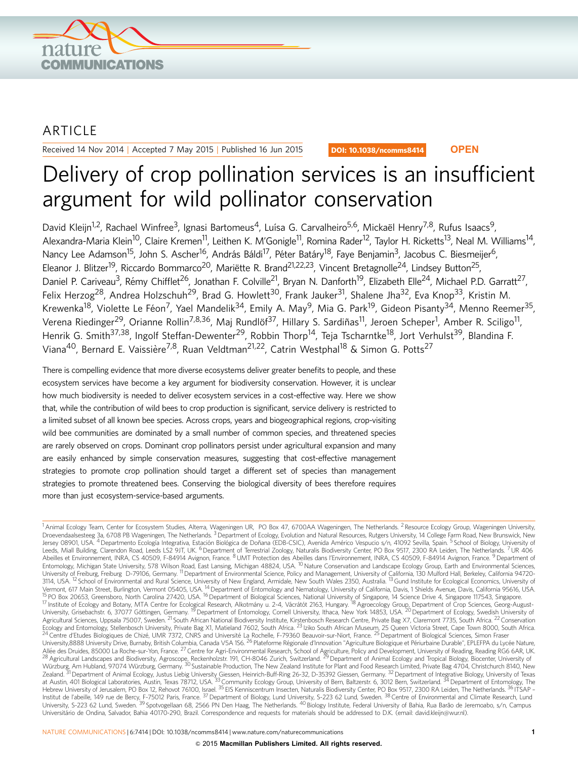ARTICLE

Received 14 Nov 2014 | Accepted 7 May 2015 | Published 16 Jun 2015

DOI: 10.1038/ncomms8414 OPEN

# Delivery of crop pollination services is an insufficient argument for wild pollinator conservation

David Kleijn[1,2], Rachael Winfree[3], Ignasi Bartomeus[4], Luísa G. Carvalheiro[5,6], Mickaël Henry[7,8], Rufus Isaacs[9], Alexandra-Maria Klein[10], Claire Kremen[11], Leithen K. M'Gonigle[11], Romina Rader[12], Taylor H. Ricketts[13], Neal M. Williams[14], Nancy Lee Adamson[15], John S. Ascher[16], András Báldi[17], Péter Batáry[18], Faye Benjamin[3], Jacobus C. Biesmeijer[6], Eleanor J. Blitzer[19], Riccardo Bommarco[20], Mariëtte R. Brand[21,22,23], Vincent Bretagnolle[24], Lindsey Button[25], Daniel P. Cariveau[3], Rémy Chifflet[26], Jonathan F. Colville[21], Bryan N. Danforth[19], Elizabeth Elle[24], Michael P.D. Garratt[27], Felix Herzog[28], Andrea Holzschuh[29], Brad G. Howlett[30], Frank Jauker[31], Shalene Jha[32], Eva Knop[33], Kristin M. Krewenka[18], Violette Le Féon[7], Yael Mandelik[34], Emily A. May[9], Mia G. Park[19], Gideon Pisanty[34], Menno Reemer[35], Verena Riedinger[29], Orianne Rollin[7,8,36], Maj Rundlöf[37], Hillary S. Sardiñas[11], Jeroen Scheper[1], Amber R. Sciligo[11], Henrik G. Smith[37,38], Ingolf Steffan-Dewenter[29], Robbin Thorp[14], Teja Tscharntke[18], Jort Verhulst[39], Blandina F. Viana[40], Bernard E. Vaissière[7,8], Ruan Veldtman[21,22], Catrin Westphal[18] & Simon G. Potts[27]

There is compelling evidence that more diverse ecosystems deliver greater benefits to people, and these ecosystem services have become a key argument for biodiversity conservation. However, it is unclear how much biodiversity is needed to deliver ecosystem services in a cost-effective way. Here we show that, while the contribution of wild bees to crop production is significant, service delivery is restricted to a limited subset of all known bee species. Across crops, years and biogeographical regions, crop-visiting wild bee communities are dominated by a small number of common species, and threatened species are rarely observed on crops. Dominant crop pollinators persist under agricultural expansion and many are easily enhanced by simple conservation measures, suggesting that cost-effective management strategies to promote crop pollination should target a different set of species than management strategies to promote threatened bees. Conserving the biological diversity of bees therefore requires more than just ecosystem-service-based arguments.

[1] Animal Ecology Team, Center for Ecosystem Studies, Alterra, Wageningen UR, PO Box 47, 6700AA Wageningen, The Netherlands. [2] Resource Ecology Group, Wageningen University, Droevendaalsesteeg 3a, 6708 PB Wageningen, The Netherlands. [3] Department of Ecology, Evolution and Natural Resources, Rutgers University, 14 College Farm Road, New Brunswick, New Jersey 08901, USA. [4] Departmento Ecología Integrativa, Estación Biológica de Doñana (EDB-CSIC), Avenida Américo Vespucio s/n, 41092 Sevilla, Spain. [5] School of Biology, University of Leeds, Miall Building, Clarendon Road, Leeds LS2 9JT, UK. [6] Department of Terrestrial Zoology, Naturalis Biodiversity Center, PO Box 9517, 2300 RA Leiden, The Netherlands. [7] UR 406 Abeilles et Environnement, INRA, CS 40509, F-84914 Avignon, France. [8] UMT Protection des Abeilles dans l'Environnement, INRA, CS 40509, F-84914 Avignon, France. [9] Department of Entomology, Michigan State University, 578 Wilson Road, East Lansing, Michigan 48824, USA. [10] Nature Conservation and Landscape Ecology Group, Earth and Environmental Sciences, University of Freiburg, Freiburg D-79106, Germany. [11] Department of Environmental Science, Policy and Management, University of California, 130 Mulford Hall, Berkeley, California 94720-3114, USA. [12] School of Environmental and Rural Science, University of New England, Armidale, New South Wales 2350, Australia. [13] Gund Institute for Ecological Economics, University of Vermont, 617 Main Street, Burlington, Vermont 05405, USA. [14] Department of Entomology and Nematology, University of California, Davis, 1 Shields Avenue, Davis, California 95616, USA. [15] PO Box 20653, Greensboro, North Carolina 27420, USA. [16] Department of Biological Sciences, National University of Singapore, 14 Science Drive 4, Singapore 117543, Singapore. [17] Institute of Ecology and Botany, MTA Centre for Ecological Research, Alkotmány u. 2-4, Vácrátót 2163, Hungary. [18] Agroecology Group, Department of Crop Sciences, Georg-August-University, Grisebachstr. 6, 37077 Göttingen, Germany. [19] Department of Entomology, Cornell University, Ithaca, New York 14853, USA. [20] Department of Ecology, Swedish University of Agricultural Sciences, Uppsala 75007, Sweden. [21] South African National Biodiversity Institute, Kirstenbosch Research Centre, Private Bag X7, Claremont 7735, South Africa. [22] Conservation Ecology and Entomology, Stellenbosch University, Private Bag X1, Matieland 7602, South Africa. [23] Iziko South African Museum, 25 Queen Victoria Street, Cape Town 8000, South Africa. [24] Centre d'Etudes Biologiques de Chizé, UMR 7372, CNRS and Université La Rochelle, F-79360 Beauvoir-sur-Niort, France. [25] Department of Biological Sciences, Simon Fraser University,8888 University Drive, Burnaby, British Columbia, Canada V5A 1S6. [26] Plateforme Régionale d'Innovation "Agriculture Biologique et Périurbaine Durable", EPLEFPA du Lycée Nature, Allée des Druides, 85000 La Roche-sur-Yon, France. [27] Centre for Agri-Environmental Research, School of Agriculture, Policy and Development, University of Reading, Reading RG6 6AR, UK. [28] Agricultural Landscapes and Biodiversity, Agroscope, Reckenholzstr. 191, CH-8046 Zurich, Switzerland. [29] Department of Animal Ecology and Tropical Biology, Biocenter, University of Würzburg, Am Hubland, 97074 Würzburg, Germany. [30] Sustainable Production, The New Zealand Institute for Plant and Food Research Limited, Private Bag 4704, Christchurch 8140, New Zealand. [31] Department of Animal Ecology, Justus Liebig University Giessen, Heinrich-Buff-Ring 26-32, D-35392 Giessen, Germany. [32] Department of Integrative Biology, University of Texas at Austin, 401 Biological Laboratories, Austin, Texas 78712, USA. [33] Community Ecology Group, University of Bern, Baltzerstr. 6, 3012 Bern, Switzerland. [34] Department of Entomology, The Hebrew University of Jerusalem, PO Box 12, Rehovot 76100, Israel. [35] EIS Kenniscentrum Insecten, Naturalis Biodiversity Center, PO Box 9517, 2300 RA Leiden, The Netherlands. [36] ITSAP – Institut de l'abeille, 149 rue de Bercy, F-75012 Paris, France. [37] Department of Biology, Lund University, S-223 62 Lund, Sweden. [38] Centre of Environmental and Climate Research, Lund University, S-223 62 Lund, Sweden. [39] Spotvogellaan 68, 2566 PN Den Haag, The Netherlands. [40] Biology Institute, Federal University of Bahia, Rua Barão de Jeremoabo, s/n, Campus Universitário de Ondina, Salvador, Bahia 40170-290, Brazil. Correspondence and requests for materials should be addressed to D.K. (email: david.kleijn@wur.nl).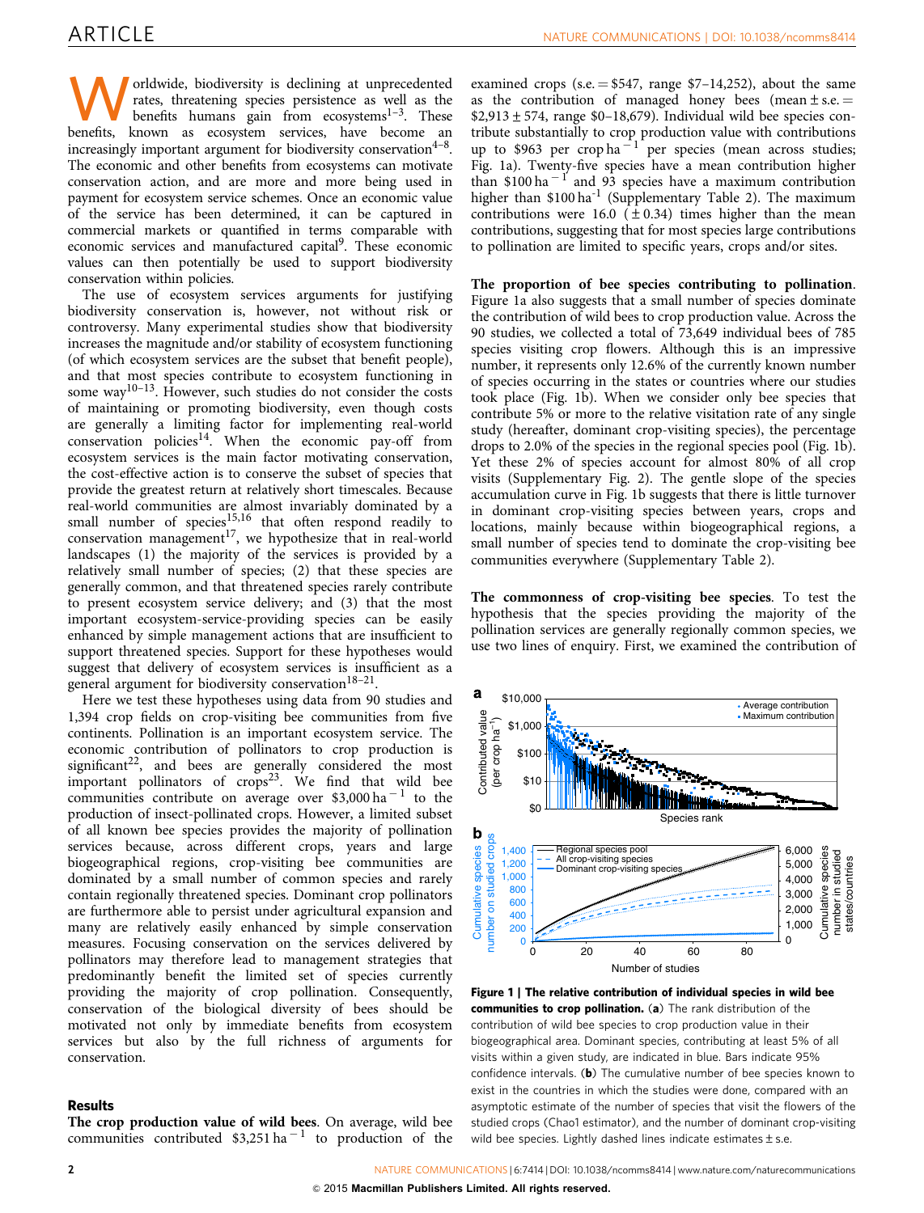Worldwide, biodiversity is declining at unprecedented rates, threatening species persistence as well as the benefits humans gain from ecosystems[1–3]. These benefits, known as ecosystem services, have become an increasingly important argument for biodiversity conservation[4–8]. The economic and other benefits from ecosystems can motivate conservation action, and are more and more being used in payment for ecosystem service schemes. Once an economic value of the service has been determined, it can be captured in commercial markets or quantified in terms comparable with economic services and manufactured capital[9]. These economic values can then potentially be used to support biodiversity conservation within policies.

The use of ecosystem services arguments for justifying biodiversity conservation is, however, not without risk or controversy. Many experimental studies show that biodiversity increases the magnitude and/or stability of ecosystem functioning (of which ecosystem services are the subset that benefit people), and that most species contribute to ecosystem functioning in some way[10–13]. However, such studies do not consider the costs of maintaining or promoting biodiversity, even though costs are generally a limiting factor for implementing real-world conservation policies[14]. When the economic pay-off from ecosystem services is the main factor motivating conservation, the cost-effective action is to conserve the subset of species that provide the greatest return at relatively short timescales. Because real-world communities are almost invariably dominated by a small number of species[15,16] that often respond readily to conservation management[17], we hypothesize that in real-world landscapes (1) the majority of the services is provided by a relatively small number of species; (2) that these species are generally common, and that threatened species rarely contribute to present ecosystem service delivery; and (3) that the most important ecosystem-service-providing species can be easily enhanced by simple management actions that are insufficient to support threatened species. Support for these hypotheses would suggest that delivery of ecosystem services is insufficient as a general argument for biodiversity conservation[18–21].

Here we test these hypotheses using data from 90 studies and 1,394 crop fields on crop-visiting bee communities from five continents. Pollination is an important ecosystem service. The economic contribution of pollinators to crop production is significant[22], and bees are generally considered the most important pollinators of crops[23]. We find that wild bee communities contribute on average over \$3,000 ha$^{-1}$ to the production of insect-pollinated crops. However, a limited subset of all known bee species provides the majority of pollination services because, across different crops, years and large biogeographical regions, crop-visiting bee communities are dominated by a small number of common species and rarely contain regionally threatened species. Dominant crop pollinators are furthermore able to persist under agricultural expansion and many are relatively easily enhanced by simple conservation measures. Focusing conservation on the services delivered by pollinators may therefore lead to management strategies that predominantly benefit the limited set of species currently providing the majority of crop pollination. Consequently, conservation of the biological diversity of bees should be motivated not only by immediate benefits from ecosystem services but also by the full richness of arguments for conservation.

## Results

**The crop production value of wild bees**. On average, wild bee communities contributed \$3,251 ha$^{-1}$ to production of the examined crops (s.e. = \$547, range \$7–14,252), about the same as the contribution of managed honey bees (mean ± s.e. = \$2,913 ± 574, range \$0–18,679). Individual wild bee species contribute substantially to crop production value with contributions up to \$963 per crop ha$^{-1}$ per species (mean across studies; Fig. 1a). Twenty-five species have a mean contribution higher than \$100 ha$^{-1}$ and 93 species have a maximum contribution higher than \$100 ha$^{-1}$ (Supplementary Table 2). The maximum contributions were 16.0 (± 0.34) times higher than the mean contributions, suggesting that for most species large contributions to pollination are limited to specific years, crops and/or sites.

**The proportion of bee species contributing to pollination**. Figure 1a also suggests that a small number of species dominate the contribution of wild bees to crop production value. Across the 90 studies, we collected a total of 73,649 individual bees of 785 species visiting crop flowers. Although this is an impressive number, it represents only 12.6% of the currently known number of species occurring in the states or countries where our studies took place (Fig. 1b). When we consider only bee species that contribute 5% or more to the relative visitation rate of any single study (hereafter, dominant crop-visiting species), the percentage drops to 2.0% of the species in the regional species pool (Fig. 1b). Yet these 2% of species account for almost 80% of all crop visits (Supplementary Fig. 2). The gentle slope of the species accumulation curve in Fig. 1b suggests that there is little turnover in dominant crop-visiting species between years, crops and locations, mainly because within biogeographical regions, a small number of species tend to dominate the crop-visiting bee communities everywhere (Supplementary Table 2).

**The commonness of crop-visiting bee species**. To test the hypothesis that the species providing the majority of the pollination services are generally regionally common species, we use two lines of enquiry. First, we examined the contribution of

**Figure 1 | The relative contribution of individual species in wild bee communities to crop pollination.** (**a**) The rank distribution of the contribution of wild bee species to crop production value in their biogeographical area. Dominant species, contributing at least 5% of all visits within a given study, are indicated in blue. Bars indicate 95% confidence intervals. (**b**) The cumulative number of bee species known to exist in the countries in which the studies were done, compared with an asymptotic estimate of the number of species that visit the flowers of the studied crops (Chao1 estimator), and the number of dominant crop-visiting wild bee species. Lightly dashed lines indicate estimates ± s.e.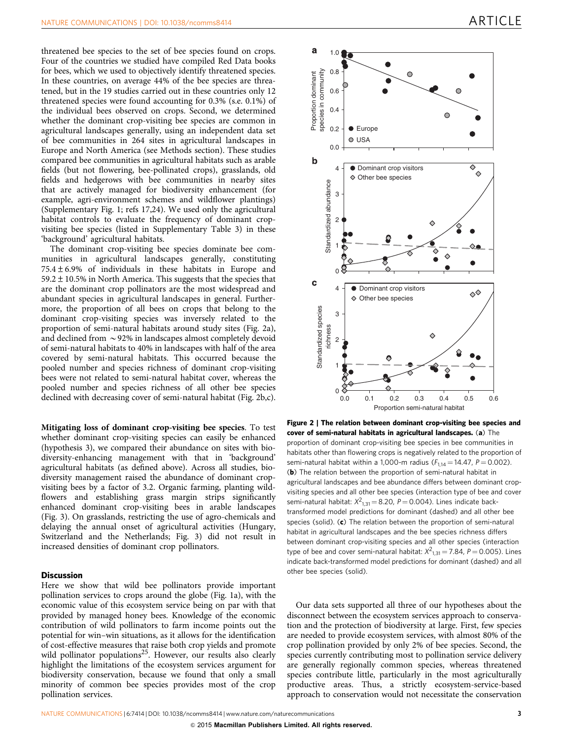threatened bee species to the set of bee species found on crops. Four of the countries we studied have compiled Red Data books for bees, which we used to objectively identify threatened species. In these countries, on average 44% of the bee species are threatened, but in the 19 studies carried out in these countries only 12 threatened species were found accounting for 0.3% (s.e. 0.1%) of the individual bees observed on crops. Second, we determined whether the dominant crop-visiting bee species are common in agricultural landscapes generally, using an independent data set of bee communities in 264 sites in agricultural landscapes in Europe and North America (see Methods section). These studies compared bee communities in agricultural habitats such as arable fields (but not flowering, bee-pollinated crops), grasslands, old fields and hedgerows with bee communities in nearby sites that are actively managed for biodiversity enhancement (for example, agri-environment schemes and wildflower plantings) (Supplementary Fig. 1; refs 17,24). We used only the agricultural habitat controls to evaluate the frequency of dominant crop-visiting bee species (listed in Supplementary Table 3) in these 'background' agricultural habitats.

The dominant crop-visiting bee species dominate bee communities in agricultural landscapes generally, constituting 75.4 ± 6.9% of individuals in these habitats in Europe and 59.2 ± 10.5% in North America. This suggests that the species that are the dominant crop pollinators are the most widespread and abundant species in agricultural landscapes in general. Furthermore, the proportion of all bees on crops that belong to the dominant crop-visiting species was inversely related to the proportion of semi-natural habitats around study sites (Fig. 2a), and declined from ~92% in landscapes almost completely devoid of semi-natural habitats to 40% in landscapes with half of the area covered by semi-natural habitats. This occurred because the pooled number and species richness of dominant crop-visiting bees were not related to semi-natural habitat cover, whereas the pooled number and species richness of all other bee species declined with decreasing cover of semi-natural habitat (Fig. 2b,c).

**Mitigating loss of dominant crop-visiting bee species**. To test whether dominant crop-visiting species can easily be enhanced (hypothesis 3), we compared their abundance on sites with biodiversity-enhancing management with that in 'background' agricultural habitats (as defined above). Across all studies, biodiversity management raised the abundance of dominant crop-visiting bees by a factor of 3.2. Organic farming, planting wildflowers and establishing grass margin strips significantly enhanced dominant crop-visiting bees in arable landscapes (Fig. 3). On grasslands, restricting the use of agro-chemicals and delaying the annual onset of agricultural activities (Hungary, Switzerland and the Netherlands; Fig. 3) did not result in increased densities of dominant crop pollinators.

**Figure 2 | The relation between dominant crop-visiting bee species and cover of semi-natural habitats in agricultural landscapes.** (**a**) The proportion of dominant crop-visiting bee species in bee communities in habitats other than flowering crops is negatively related to the proportion of semi-natural habitat within a 1,000-m radius ($F_{1,14} = 14.47$, $P = 0.002$). (**b**) The relation between the proportion of semi-natural habitat in agricultural landscapes and bee abundance differs between dominant crop-visiting species and all other bee species (interaction type of bee and cover semi-natural habitat: $X^2_{1,31} = 8.20$, $P = 0.004$). Lines indicate back-transformed model predictions for dominant (dashed) and all other bee species (solid). (**c**) The relation between the proportion of semi-natural habitat in agricultural landscapes and the bee species richness differs between dominant crop-visiting species and all other species (interaction type of bee and cover semi-natural habitat: $X^2_{1,31} = 7.84$, $P = 0.005$). Lines indicate back-transformed model predictions for dominant (dashed) and all other bee species (solid).

## Discussion

Here we show that wild bee pollinators provide important pollination services to crops around the globe (Fig. 1a), with the economic value of this ecosystem service being on par with that provided by managed honey bees. Knowledge of the economic contribution of wild pollinators to farm income points out the potential for win–win situations, as it allows for the identification of cost-effective measures that raise both crop yields and promote wild pollinator populations[25]. However, our results also clearly highlight the limitations of the ecosystem services argument for biodiversity conservation, because we found that only a small minority of common bee species provides most of the crop pollination services.

Our data sets supported all three of our hypotheses about the disconnect between the ecosystem services approach to conservation and the protection of biodiversity at large. First, few species are needed to provide ecosystem services, with almost 80% of the crop pollination provided by only 2% of bee species. Second, the species currently contributing most to pollination service delivery are generally regionally common species, whereas threatened species contribute little, particularly in the most agriculturally productive areas. Thus, a strictly ecosystem-service-based approach to conservation would not necessitate the conservation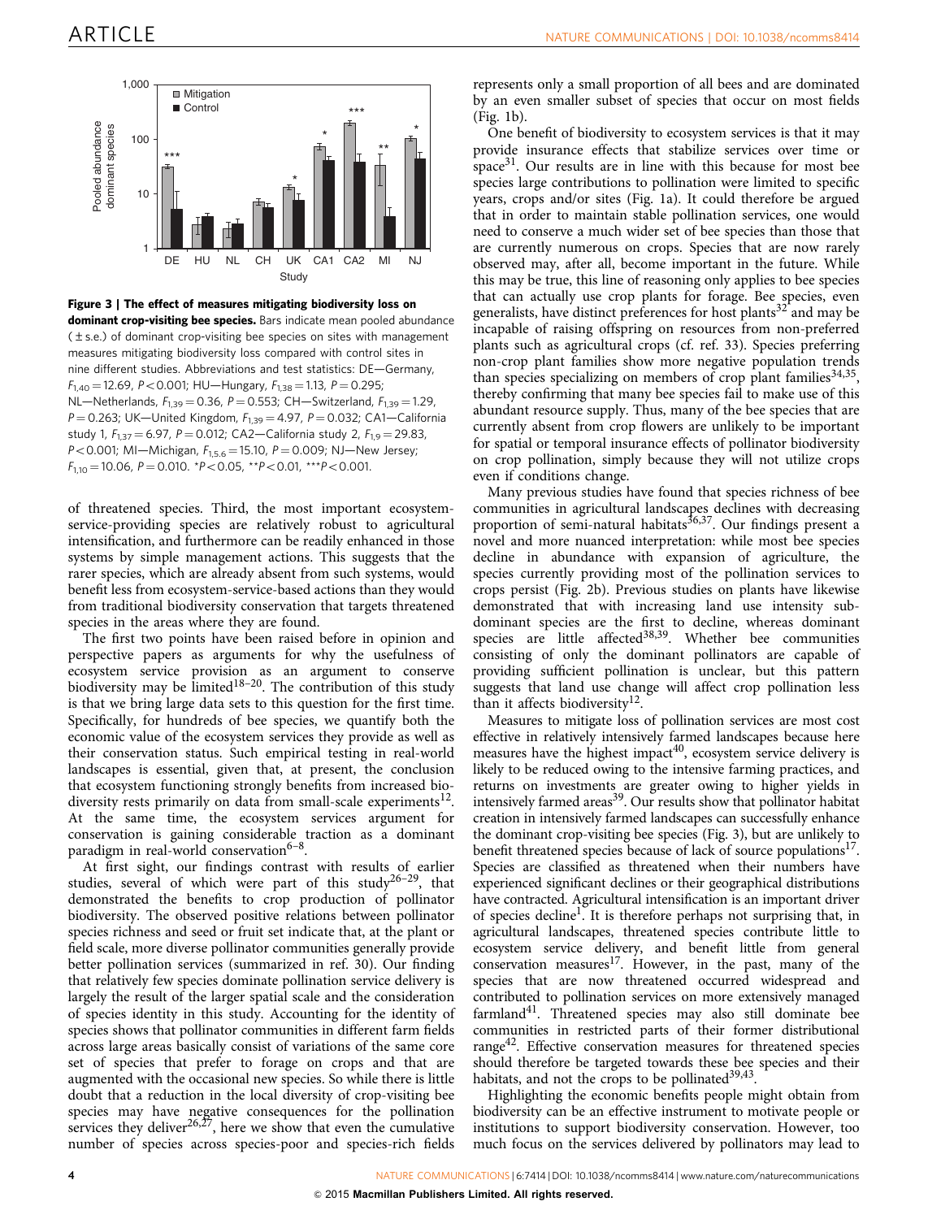1,000
100
10
1
Pooled abundance dominant species
Mitigation
Control
***
*
***
*
**
*
***
DE HU NL CH UK CA1 CA2 MI NJ
Study

**Figure 3 | The effect of measures mitigating biodiversity loss on dominant crop-visiting bee species.** Bars indicate mean pooled abundance (± s.e.) of dominant crop-visiting bee species on sites with management measures mitigating biodiversity loss compared with control sites in nine different studies. Abbreviations and test statistics: DE—Germany, $F_{1,40} = 12.69$, $P < 0.001$; HU—Hungary, $F_{1,38} = 1.13$, $P = 0.295$; NL—Netherlands, $F_{1,39} = 0.36$, $P = 0.553$; CH—Switzerland, $F_{1,39} = 1.29$, $P = 0.263$; UK—United Kingdom, $F_{1,39} = 4.97$, $P = 0.032$; CA1—California study 1, $F_{1,37} = 6.97$, $P = 0.012$; CA2—California study 2, $F_{1,9} = 29.83$, $P < 0.001$; MI—Michigan, $F_{1,5.6} = 15.10$, $P = 0.009$; NJ—New Jersey; $F_{1,10} = 10.06$, $P = 0.010$. \*$P < 0.05$, \*\*$P < 0.01$, \*\*\*$P < 0.001$.

of threatened species. Third, the most important ecosystem-service-providing species are relatively robust to agricultural intensification, and furthermore can be readily enhanced in those systems by simple management actions. This suggests that the rarer species, which are already absent from such systems, would benefit less from ecosystem-service-based actions than they would from traditional biodiversity conservation that targets threatened species in the areas where they are found.

The first two points have been raised before in opinion and perspective papers as arguments for why the usefulness of ecosystem service provision as an argument to conserve biodiversity may be limited[18–20]. The contribution of this study is that we bring large data sets to this question for the first time. Specifically, for hundreds of bee species, we quantify both the economic value of the ecosystem services they provide as well as their conservation status. Such empirical testing in real-world landscapes is essential, given that, at present, the conclusion that ecosystem functioning strongly benefits from increased biodiversity rests primarily on data from small-scale experiments[12]. At the same time, the ecosystem services argument for conservation is gaining considerable traction as a dominant paradigm in real-world conservation[6–8].

At first sight, our findings contrast with results of earlier studies, several of which were part of this study[26–29], that demonstrated the benefits to crop production of pollinator biodiversity. The observed positive relations between pollinator species richness and seed or fruit set indicate that, at the plant or field scale, more diverse pollinator communities generally provide better pollination services (summarized in ref. 30). Our finding that relatively few species dominate pollination service delivery is largely the result of the larger spatial scale and the consideration of species identity in this study. Accounting for the identity of species shows that pollinator communities in different farm fields across large areas basically consist of variations of the same core set of species that prefer to forage on crops and that are augmented with the occasional new species. So while there is little doubt that a reduction in the local diversity of crop-visiting bee species may have negative consequences for the pollination services they deliver[26,27], here we show that even the cumulative number of species across species-poor and species-rich fields represents only a small proportion of all bees and are dominated by an even smaller subset of species that occur on most fields (Fig. 1b).

One benefit of biodiversity to ecosystem services is that it may provide insurance effects that stabilize services over time or space[31]. Our results are in line with this because for most bee species large contributions to pollination were limited to specific years, crops and/or sites (Fig. 1a). It could therefore be argued that in order to maintain stable pollination services, one would need to conserve a much wider set of bee species than those that are currently numerous on crops. Species that are now rarely observed may, after all, become important in the future. While this may be true, this line of reasoning only applies to bee species that can actually use crop plants for forage. Bee species, even generalists, have distinct preferences for host plants[32] and may be incapable of raising offspring on resources from non-preferred plants such as agricultural crops (cf. ref. 33). Species preferring non-crop plant families show more negative population trends than species specializing on members of crop plant families[34,35], thereby confirming that many bee species fail to make use of this abundant resource supply. Thus, many of the bee species that are currently absent from crop flowers are unlikely to be important for spatial or temporal insurance effects of pollinator biodiversity on crop pollination, simply because they will not utilize crops even if conditions change.

Many previous studies have found that species richness of bee communities in agricultural landscapes declines with decreasing proportion of semi-natural habitats[36,37]. Our findings present a novel and more nuanced interpretation: while most bee species decline in abundance with expansion of agriculture, the species currently providing most of the pollination services to crops persist (Fig. 2b). Previous studies on plants have likewise demonstrated that with increasing land use intensity sub-dominant species are the first to decline, whereas dominant species are little affected[38,39]. Whether bee communities consisting of only the dominant pollinators are capable of providing sufficient pollination is unclear, but this pattern suggests that land use change will affect crop pollination less than it affects biodiversity[12].

Measures to mitigate loss of pollination services are most cost effective in relatively intensively farmed landscapes because here measures have the highest impact[40], ecosystem service delivery is likely to be reduced owing to the intensive farming practices, and returns on investments are greater owing to higher yields in intensively farmed areas[39]. Our results show that pollinator habitat creation in intensively farmed landscapes can successfully enhance the dominant crop-visiting bee species (Fig. 3), but are unlikely to benefit threatened species because of lack of source populations[17]. Species are classified as threatened when their numbers have experienced significant declines or their geographical distributions have contracted. Agricultural intensification is an important driver of species decline[1]. It is therefore perhaps not surprising that, in agricultural landscapes, threatened species contribute little to ecosystem service delivery, and benefit little from general conservation measures[17]. However, in the past, many of the species that are now threatened occurred widespread and contributed to pollination services on more extensively managed farmland[41]. Threatened species may also still dominate bee communities in restricted parts of their former distributional range[42]. Effective conservation measures for threatened species should therefore be targeted towards these bee species and their habitats, and not the crops to be pollinated[39,43].

Highlighting the economic benefits people might obtain from biodiversity can be an effective instrument to motivate people or institutions to support biodiversity conservation. However, too much focus on the services delivered by pollinators may lead to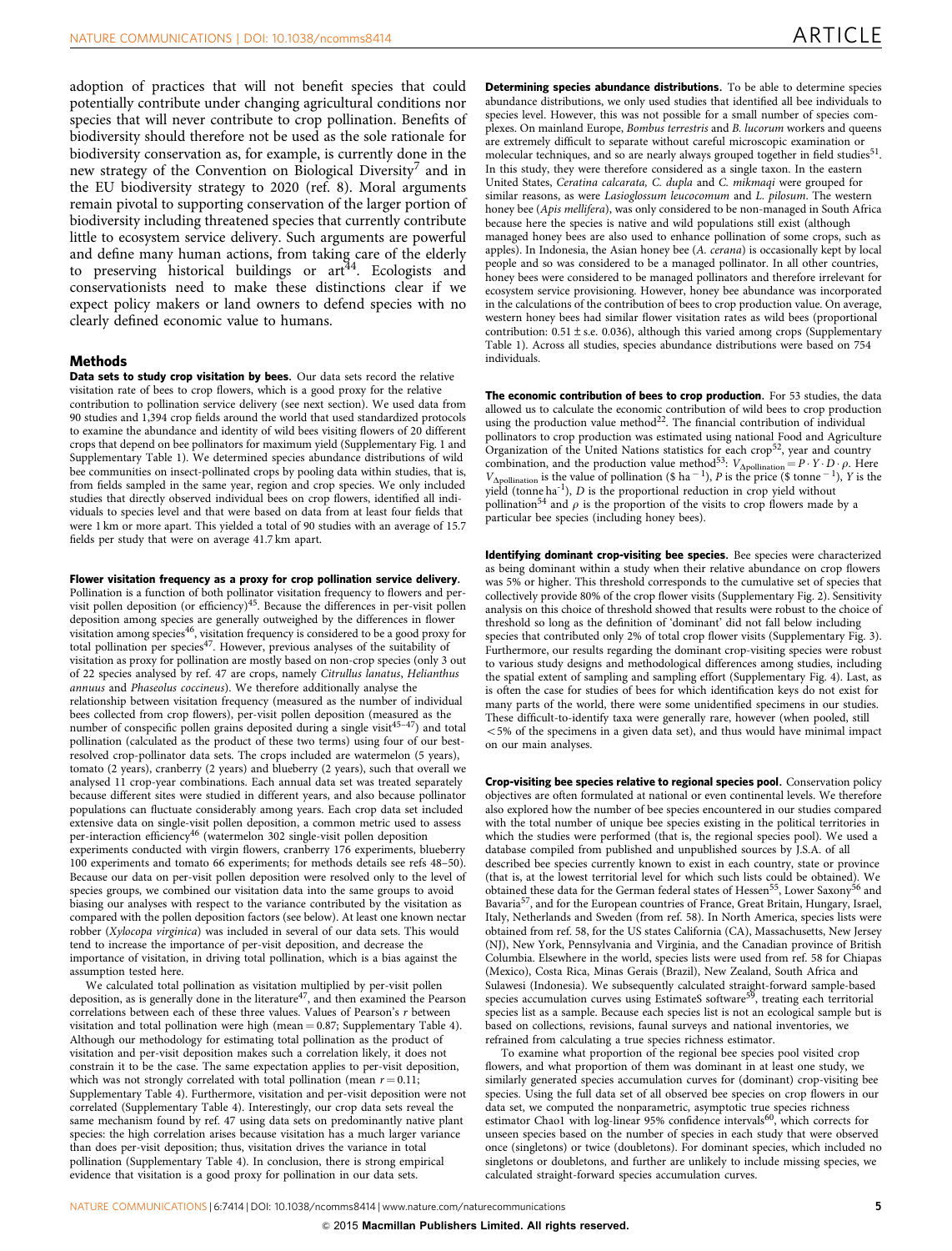adoption of practices that will not benefit species that could potentially contribute under changing agricultural conditions nor species that will never contribute to crop pollination. Benefits of biodiversity should therefore not be used as the sole rationale for biodiversity conservation as, for example, is currently done in the new strategy of the Convention on Biological Diversity[7] and in the EU biodiversity strategy to 2020 (ref. 8). Moral arguments remain pivotal to supporting conservation of the larger portion of biodiversity including threatened species that currently contribute little to ecosystem service delivery. Such arguments are powerful and define many human actions, from taking care of the elderly to preserving historical buildings or art[44]. Ecologists and conservationists need to make these distinctions clear if we expect policy makers or land owners to defend species with no clearly defined economic value to humans.

## Methods

**Data sets to study crop visitation by bees.** Our data sets record the relative visitation rate of bees to crop flowers, which is a good proxy for the relative contribution to pollination service delivery (see next section). We used data from 90 studies and 1,394 crop fields around the world that used standardized protocols to examine the abundance and identity of wild bees visiting flowers of 20 different crops that depend on bee pollinators for maximum yield (Supplementary Fig. 1 and Supplementary Table 1). We determined species abundance distributions of wild bee communities on insect-pollinated crops by pooling data within studies, that is, from fields sampled in the same year, region and crop species. We only included studies that directly observed individual bees on crop flowers, identified all individuals to species level and that were based on data from at least four fields that were 1 km or more apart. This yielded a total of 90 studies with an average of 15.7 fields per study that were on average 41.7 km apart.

**Flower visitation frequency as a proxy for crop pollination service delivery.** Pollination is a function of both pollinator visitation frequency to flowers and per-visit pollen deposition (or efficiency)[45]. Because the differences in per-visit pollen deposition among species are generally outweighed by the differences in flower visitation among species[46], visitation frequency is considered to be a good proxy for total pollination per species[47]. However, previous analyses of the suitability of visitation as proxy for pollination are mostly based on non-crop species (only 3 out of 22 species analysed by ref. 47 are crops, namely *Citrullus lanatus*, *Helianthus annuus* and *Phaseolus coccineus*). We therefore additionally analyse the relationship between visitation frequency (measured as the number of individual bees collected from crop flowers), per-visit pollen deposition (measured as the number of conspecific pollen grains deposited during a single visit[45–47]) and total pollination (calculated as the product of these two terms) using four of our best-resolved crop-pollinator data sets. The crops included are watermelon (5 years), tomato (2 years), cranberry (2 years) and blueberry (2 years), such that overall we analysed 11 crop-year combinations. Each annual data set was treated separately because different sites were studied in different years, and also because pollinator populations can fluctuate considerably among years. Each crop data set included extensive data on single-visit pollen deposition, a common metric used to assess per-interaction efficiency[46] (watermelon 302 single-visit pollen deposition experiments conducted with virgin flowers, cranberry 176 experiments, blueberry 100 experiments and tomato 66 experiments; for methods details see refs 48–50). Because our data on per-visit pollen deposition were resolved only to the level of species groups, we combined our visitation data into the same groups to avoid biasing our analyses with respect to the variance contributed by the visitation as compared with the pollen deposition factors (see below). At least one known nectar robber (*Xylocopa virginica*) was included in several of our data sets. This would tend to increase the importance of per-visit deposition, and decrease the importance of visitation, in driving total pollination, which is a bias against the assumption tested here.

We calculated total pollination as visitation multiplied by per-visit pollen deposition, as is generally done in the literature[47], and then examined the Pearson correlations between each of these three values. Values of Pearson's $r$ between visitation and total pollination were high (mean = 0.87; Supplementary Table 4). Although our methodology for estimating total pollination as the product of visitation and per-visit deposition makes such a correlation likely, it does not constrain it to be the case. The same expectation applies to per-visit deposition, which was not strongly correlated with total pollination (mean $r = 0.11$; Supplementary Table 4). Furthermore, visitation and per-visit deposition were not correlated (Supplementary Table 4). Interestingly, our crop data sets reveal the same mechanism found by ref. 47 using data sets on predominantly native plant species: the high correlation arises because visitation has a much larger variance than does per-visit deposition; thus, visitation drives the variance in total pollination (Supplementary Table 4). In conclusion, there is strong empirical evidence that visitation is a good proxy for pollination in our data sets.

**Determining species abundance distributions.** To be able to determine species abundance distributions, we only used studies that identified all bee individuals to species level. However, this was not possible for a small number of species complexes. On mainland Europe, *Bombus terrestris* and *B. lucorum* workers and queens are extremely difficult to separate without careful microscopic examination or molecular techniques, and so are nearly always grouped together in field studies[51]. In this study, they were therefore considered as a single taxon. In the eastern United States, *Ceratina calcarata*, *C. dupla* and *C. mikmaqi* were grouped for similar reasons, as were *Lasioglossum leucocomum* and *L. pilosum*. The western honey bee (*Apis mellifera*), was only considered to be non-managed in South Africa because here the species is native and wild populations still exist (although managed honey bees are also used to enhance pollination of some crops, such as apples). In Indonesia, the Asian honey bee (*A. cerana*) is occasionally kept by local people and so was considered to be a managed pollinator. In all other countries, honey bees were considered to be managed pollinators and therefore irrelevant for ecosystem service provisioning. However, honey bee abundance was incorporated in the calculations of the contribution of bees to crop production value. On average, western honey bees had similar flower visitation rates as wild bees (proportional contribution: 0.51 ± s.e. 0.036), although this varied among crops (Supplementary Table 1). Across all studies, species abundance distributions were based on 754 individuals.

**The economic contribution of bees to crop production.** For 53 studies, the data allowed us to calculate the economic contribution of wild bees to crop production using the production value method[22]. The financial contribution of individual pollinators to crop production was estimated using national Food and Agriculture Organization of the United Nations statistics for each crop[52], year and country combination, and the production value method[53]: $V_{\Delta pollination} = P \cdot Y \cdot D \cdot \rho$. Here $V_{\Delta pollination}$ is the value of pollination (\$ ha$^{-1}$), $P$ is the price (\$ tonne$^{-1}$), $Y$ is the yield (tonne ha$^{-1}$), $D$ is the proportional reduction in crop yield without pollination[54] and $\rho$ is the proportion of the visits to crop flowers made by a particular bee species (including honey bees).

**Identifying dominant crop-visiting bee species.** Bee species were characterized as being dominant within a study when their relative abundance on crop flowers was 5% or higher. This threshold corresponds to the cumulative set of species that collectively provide 80% of the crop flower visits (Supplementary Fig. 2). Sensitivity analysis on this choice of threshold showed that results were robust to the choice of threshold so long as the definition of 'dominant' did not fall below including species that contributed only 2% of total crop flower visits (Supplementary Fig. 3). Furthermore, our results regarding the dominant crop-visiting species were robust to various study designs and methodological differences among studies, including the spatial extent of sampling and sampling effort (Supplementary Fig. 4). Last, as is often the case for studies of bees for which identification keys do not exist for many parts of the world, there were some unidentified specimens in our studies. These difficult-to-identify taxa were generally rare, however (when pooled, still <5% of the specimens in a given data set), and thus would have minimal impact on our main analyses.

**Crop-visiting bee species relative to regional species pool.** Conservation policy objectives are often formulated at national or even continental levels. We therefore also explored how the number of bee species encountered in our studies compared with the total number of unique bee species existing in the political territories in which the studies were performed (that is, the regional species pool). We used a database compiled from published and unpublished sources by J.S.A. of all described bee species currently known to exist in each country, state or province (that is, at the lowest territorial level for which such lists could be obtained). We obtained these data for the German federal states of Hessen[55], Lower Saxony[56] and Bavaria[57], and for the European countries of France, Great Britain, Hungary, Israel, Italy, Netherlands and Sweden (from ref. 58). In North America, species lists were obtained from ref. 58, for the US states California (CA), Massachusetts, New Jersey (NJ), New York, Pennsylvania and Virginia, and the Canadian province of British Columbia. Elsewhere in the world, species lists were used from ref. 58 for Chiapas (Mexico), Costa Rica, Minas Gerais (Brazil), New Zealand, South Africa and Sulawesi (Indonesia). We subsequently calculated straight-forward sample-based species accumulation curves using EstimateS software[59], treating each territorial species list as a sample. Because each species list is not an ecological sample but is based on collections, revisions, faunal surveys and national inventories, we refrained from calculating a true species richness estimator.

To examine what proportion of the regional bee species pool visited crop flowers, and what proportion of them was dominant in at least one study, we similarly generated species accumulation curves for (dominant) crop-visiting bee species. Using the full data set of all observed bee species on crop flowers in our data set, we computed the nonparametric, asymptotic true species richness estimator Chao1 with log-linear 95% confidence intervals[60], which corrects for unseen species based on the number of species in each study that were observed once (singletons) or twice (doubletons). For dominant species, which included no singletons or doubletons, and further are unlikely to include missing species, we calculated straight-forward species accumulation curves.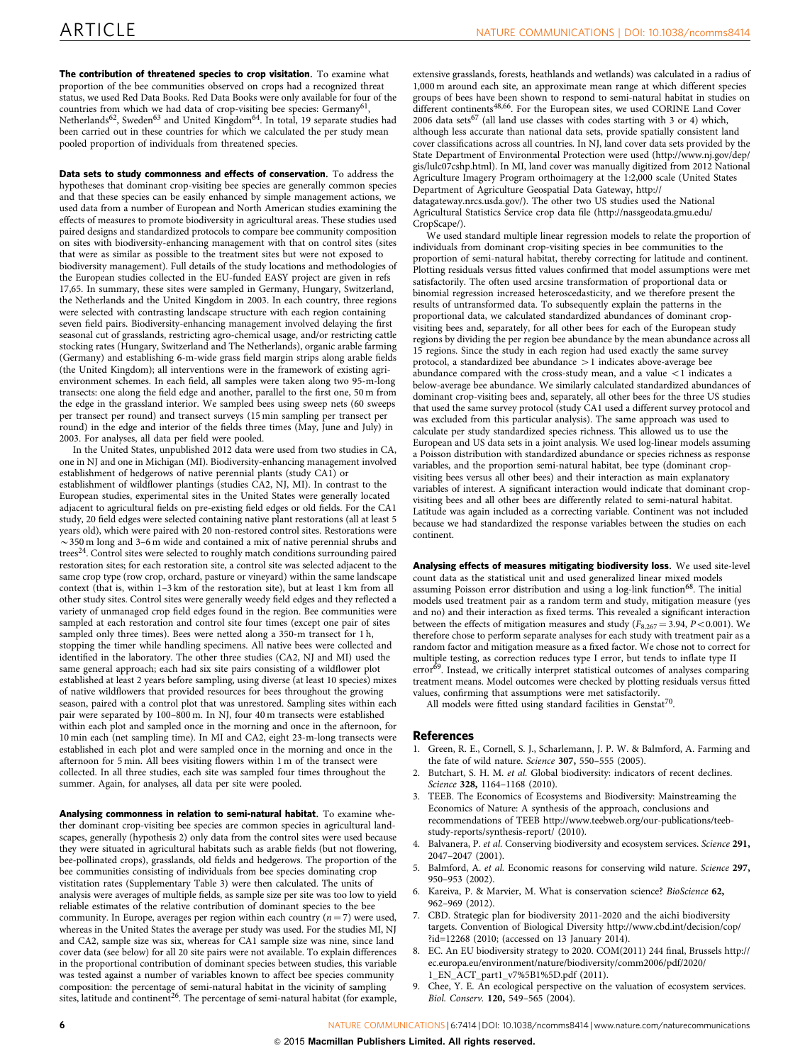**The contribution of threatened species to crop visitation.** To examine what proportion of the bee communities observed on crops had a recognized threat status, we used Red Data Books. Red Data Books were only available for four of the countries from which we had data of crop-visiting bee species: Germany[61], Netherlands[62], Sweden[63] and United Kingdom[64]. In total, 19 separate studies had been carried out in these countries for which we calculated the per study mean pooled proportion of individuals from threatened species.

**Data sets to study commonness and effects of conservation.** To address the hypotheses that dominant crop-visiting bee species are generally common species and that these species can be easily enhanced by simple management actions, we used data from a number of European and North American studies examining the effects of measures to promote biodiversity in agricultural areas. These studies used paired designs and standardized protocols to compare bee community composition on sites with biodiversity-enhancing management with that on control sites (sites that were as similar as possible to the treatment sites but were not exposed to biodiversity management). Full details of the study locations and methodologies of the European studies collected in the EU-funded EASY project are given in refs 17,65. In summary, these sites were sampled in Germany, Hungary, Switzerland, the Netherlands and the United Kingdom in 2003. In each country, three regions were selected with contrasting landscape structure with each region containing seven field pairs. Biodiversity-enhancing management involved delaying the first seasonal cut of grasslands, restricting agro-chemical usage, and/or restricting cattle stocking rates (Hungary, Switzerland and The Netherlands), organic arable farming (Germany) and establishing 6-m-wide grass field margin strips along arable fields (the United Kingdom); all interventions were in the framework of existing agri-environment schemes. In each field, all samples were taken along two 95-m-long transects: one along the field edge and another, parallel to the first one, 50 m from the edge in the grassland interior. We sampled bees using sweep nets (60 sweeps per transect per round) and transect surveys (15 min sampling per transect per round) in the edge and interior of the fields three times (May, June and July) in 2003. For analyses, all data per field were pooled.

In the United States, unpublished 2012 data were used from two studies in CA, one in NJ and one in Michigan (MI). Biodiversity-enhancing management involved establishment of hedgerows of native perennial plants (study CA1) or establishment of wildflower plantings (studies CA2, NJ, MI). In contrast to the European studies, experimental sites in the United States were generally located adjacent to agricultural fields on pre-existing field edges or old fields. For the CA1 study, 20 field edges were selected containing native plant restorations (all at least 5 years old), which were paired with 20 non-restored control sites. Restorations were ~350 m long and 3–6 m wide and contained a mix of native perennial shrubs and trees[24]. Control sites were selected to roughly match conditions surrounding paired restoration sites; for each restoration site, a control site was selected adjacent to the same crop type (row crop, orchard, pasture or vineyard) within the same landscape context (that is, within 1–3 km of the restoration site), but at least 1 km from all other study sites. Control sites were generally weedy field edges and they reflected a variety of unmanaged crop field edges found in the region. Bee communities were sampled at each restoration and control site four times (except one pair of sites sampled only three times). Bees were netted along a 350-m transect for 1 h, stopping the timer while handling specimens. All native bees were collected and identified in the laboratory. The other three studies (CA2, NJ and MI) used the same general approach; each had six site pairs consisting of a wildflower plot established at least 2 years before sampling, using diverse (at least 10 species) mixes of native wildflowers that provided resources for bees throughout the growing season, paired with a control plot that was unrestored. Sampling sites within each pair were separated by 100–800 m. In NJ, four 40 m transects were established within each plot and sampled once in the morning and once in the afternoon, for 10 min each (net sampling time). In MI and CA2, eight 23-m-long transects were established in each plot and were sampled once in the morning and once in the afternoon for 5 min. All bees visiting flowers within 1 m of the transect were collected. In all three studies, each site was sampled four times throughout the summer. Again, for analyses, all data per site were pooled.

**Analysing commonness in relation to semi-natural habitat.** To examine whether dominant crop-visiting bee species are common species in agricultural landscapes, generally (hypothesis 2) only data from the control sites were used because they were situated in agricultural habitats such as arable fields (but not flowering, bee-pollinated crops), grasslands, old fields and hedgerows. The proportion of the bee communities consisting of individuals from bee species dominating crop vistitation rates (Supplementary Table 3) were then calculated. The units of analysis were averages of multiple fields, as sample size per site was too low to yield reliable estimates of the relative contribution of dominant species to the bee community. In Europe, averages per region within each country ($n = 7$) were used, whereas in the United States the average per study was used. For the studies MI, NJ and CA2, sample size was six, whereas for CA1 sample size was nine, since land cover data (see below) for all 20 site pairs were not available. To explain differences in the proportional contribution of dominant species between studies, this variable was tested against a number of variables known to affect bee species community composition: the percentage of semi-natural habitat in the vicinity of sampling sites, latitude and continent[26]. The percentage of semi-natural habitat (for example, extensive grasslands, forests, heathlands and wetlands) was calculated in a radius of 1,000 m around each site, an approximate mean range at which different species groups of bees have been shown to respond to semi-natural habitat in studies on different continents[48,66]. For the European sites, we used CORINE Land Cover 2006 data sets[67] (all land use classes with codes starting with 3 or 4) which, although less accurate than national data sets, provide spatially consistent land cover classifications across all countries. In NJ, land cover data sets provided by the State Department of Environmental Protection were used (http://www.nj.gov/dep/gis/lulc07cshp.html). In MI, land cover was manually digitized from 2012 National Agriculture Imagery Program orthoimagery at the 1:2,000 scale (United States Department of Agriculture Geospatial Data Gateway, http://datagateway.nrcs.usda.gov/). The other two US studies used the National Agricultural Statistics Service crop data file (http://nassgeodata.gmu.edu/CropScape/).

We used standard multiple linear regression models to relate the proportion of individuals from dominant crop-visiting species in bee communities to the proportion of semi-natural habitat, thereby correcting for latitude and continent. Plotting residuals versus fitted values confirmed that model assumptions were met satisfactorily. The often used arcsine transformation of proportional data or binomial regression increased heteroscedasticity, and we therefore present the results of untransformed data. To subsequently explain the patterns in the proportional data, we calculated standardized abundances of dominant crop-visiting bees and, separately, for all other bees for each of the European study regions by dividing the per region bee abundance by the mean abundance across all 15 regions. Since the study in each region had used exactly the same survey protocol, a standardized bee abundance $>1$ indicates above-average bee abundance compared with the cross-study mean, and a value $<1$ indicates a below-average bee abundance. We similarly calculated standardized abundances of dominant crop-visiting bees and, separately, all other bees for the three US studies that used the same survey protocol (study CA1 used a different survey protocol and was excluded from this particular analysis). The same approach was used to calculate per study standardized species richness. This allowed us to use the European and US data sets in a joint analysis. We used log-linear models assuming a Poisson distribution with standardized abundance or species richness as response variables, and the proportion semi-natural habitat, bee type (dominant crop-visiting bees versus all other bees) and their interaction as main explanatory variables of interest. A significant interaction would indicate that dominant crop-visiting bees and all other bees are differently related to semi-natural habitat. Latitude was again included as a correcting variable. Continent was not included because we had standardized the response variables between the studies on each continent.

**Analysing effects of measures mitigating biodiversity loss.** We used site-level count data as the statistical unit and used generalized linear mixed models assuming Poisson error distribution and using a log-link function[68]. The initial models used treatment pair as a random term and study, mitigation measure (yes and no) and their interaction as fixed terms. This revealed a significant interaction between the effects of mitigation measures and study ($F_{8,267} = 3.94$, $P < 0.001$). We therefore chose to perform separate analyses for each study with treatment pair as a random factor and mitigation measure as a fixed factor. We chose not to correct for multiple testing, as correction reduces type I error, but tends to inflate type II error[69]. Instead, we critically interpret statistical outcomes of analyses comparing treatment means. Model outcomes were checked by plotting residuals versus fitted values, confirming that assumptions were met satisfactorily.

All models were fitted using standard facilities in Genstat[70].

## References

1. Green, R. E., Cornell, S. J., Scharlemann, J. P. W. & Balmford, A. Farming and the fate of wild nature. *Science* **307,** 550–555 (2005).
2. Butchart, S. H. M. *et al.* Global biodiversity: indicators of recent declines. *Science* **328,** 1164–1168 (2010).
3. TEEB. The Economics of Ecosystems and Biodiversity: Mainstreaming the Economics of Nature: A synthesis of the approach, conclusions and recommendations of TEEB http://www.teebweb.org/our-publications/teeb-study-reports/synthesis-report/ (2010).
4. Balvanera, P. *et al.* Conserving biodiversity and ecosystem services. *Science* **291,** 2047–2047 (2001).
5. Balmford, A. *et al.* Economic reasons for conserving wild nature. *Science* **297,** 950–953 (2002).
6. Kareiva, P. & Marvier, M. What is conservation science? *BioScience* **62,** 962–969 (2012).
7. CBD. Strategic plan for biodiversity 2011-2020 and the aichi biodiversity targets. Convention of Biological Diversity http://www.cbd.int/decision/cop/?id=12268 (2010; (accessed on 13 January 2014).
8. EC. An EU biodiversity strategy to 2020. COM(2011) 244 final, Brussels http://ec.europa.eu/environment/nature/biodiversity/comm2006/pdf/2020/1_EN_ACT_part1_v7%5B1%5D.pdf (2011).
9. Chee, Y. E. An ecological perspective on the valuation of ecosystem services. *Biol. Conserv.* **120,** 549–565 (2004).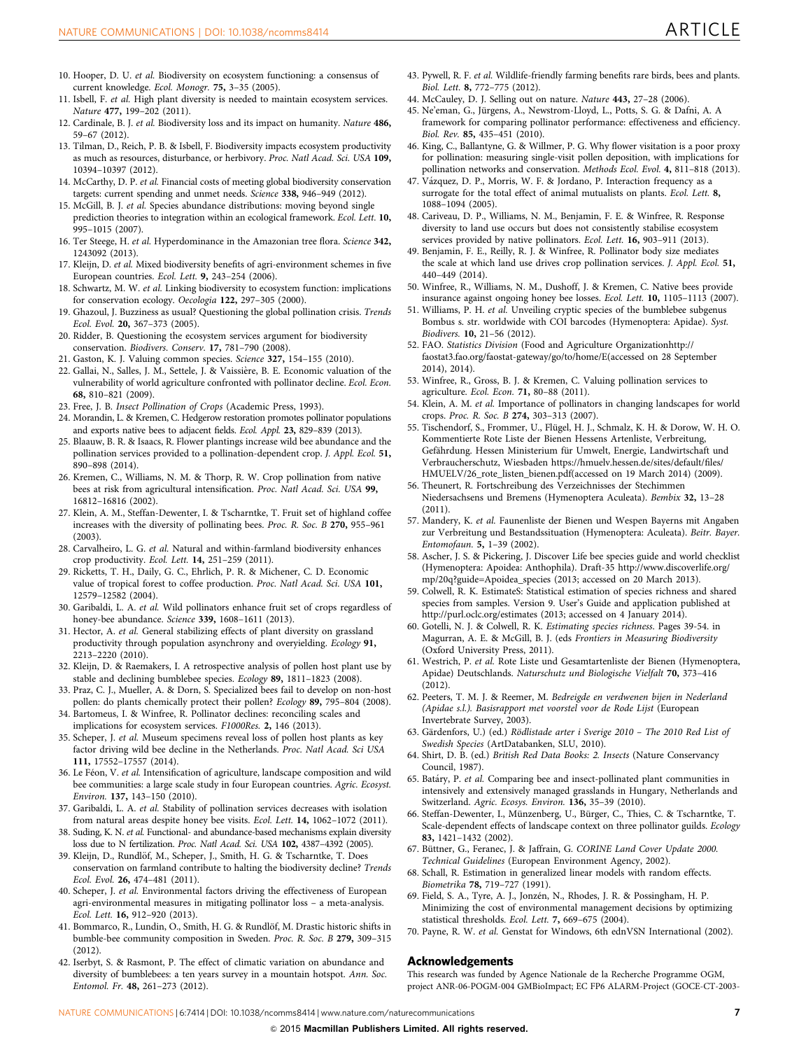10. Hooper, D. U. *et al.* Biodiversity on ecosystem functioning: a consensus of current knowledge. *Ecol. Monogr.* **75,** 3–35 (2005).
11. Isbell, F. *et al.* High plant diversity is needed to maintain ecosystem services. *Nature* **477,** 199–202 (2011).
12. Cardinale, B. J. *et al.* Biodiversity loss and its impact on humanity. *Nature* **486,** 59–67 (2012).
13. Tilman, D., Reich, P. B. & Isbell, F. Biodiversity impacts ecosystem productivity as much as resources, disturbance, or herbivory. *Proc. Natl Acad. Sci. USA* **109,** 10394–10397 (2012).
14. McCarthy, D. P. *et al.* Financial costs of meeting global biodiversity conservation targets: current spending and unmet needs. *Science* **338,** 946–949 (2012).
15. McGill, B. J. *et al.* Species abundance distributions: moving beyond single prediction theories to integration within an ecological framework. *Ecol. Lett.* **10,** 995–1015 (2007).
16. Ter Steege, H. *et al.* Hyperdominance in the Amazonian tree flora. *Science* **342,** 1243092 (2013).
17. Kleijn, D. *et al.* Mixed biodiversity benefits of agri-environment schemes in five European countries. *Ecol. Lett.* **9,** 243–254 (2006).
18. Schwartz, M. W. *et al.* Linking biodiversity to ecosystem function: implications for conservation ecology. *Oecologia* **122,** 297–305 (2000).
19. Ghazoul, J. Buzziness as usual? Questioning the global pollination crisis. *Trends Ecol. Evol.* **20,** 367–373 (2005).
20. Ridder, B. Questioning the ecosystem services argument for biodiversity conservation. *Biodivers. Conserv.* **17,** 781–790 (2008).
21. Gaston, K. J. Valuing common species. *Science* **327,** 154–155 (2010).
22. Gallai, N., Salles, J. M., Settele, J. & Vaissière, B. E. Economic valuation of the vulnerability of world agriculture confronted with pollinator decline. *Ecol. Econ.* **68,** 810–821 (2009).
23. Free, J. B. *Insect Pollination of Crops* (Academic Press, 1993).
24. Morandin, L. & Kremen, C. Hedgerow restoration promotes pollinator populations and exports native bees to adjacent fields. *Ecol. Appl.* **23,** 829–839 (2013).
25. Blaauw, B. R. & Isaacs, R. Flower plantings increase wild bee abundance and the pollination services provided to a pollination-dependent crop. *J. Appl. Ecol.* **51,** 890–898 (2014).
26. Kremen, C., Williams, N. M. & Thorp, R. W. Crop pollination from native bees at risk from agricultural intensification. *Proc. Natl Acad. Sci. USA* **99,** 16812–16816 (2002).
27. Klein, A. M., Steffan-Dewenter, I. & Tscharntke, T. Fruit set of highland coffee increases with the diversity of pollinating bees. *Proc. R. Soc. B* **270,** 955–961 (2003).
28. Carvalheiro, L. G. *et al.* Natural and within-farmland biodiversity enhances crop productivity. *Ecol. Lett.* **14,** 251–259 (2011).
29. Ricketts, T. H., Daily, G. C., Ehrlich, P. R. & Michener, C. D. Economic value of tropical forest to coffee production. *Proc. Natl Acad. Sci. USA* **101,** 12579–12582 (2004).
30. Garibaldi, L. A. *et al.* Wild pollinators enhance fruit set of crops regardless of honey-bee abundance. *Science* **339,** 1608–1611 (2013).
31. Hector, A. *et al.* General stabilizing effects of plant diversity on grassland productivity through population asynchrony and overyielding. *Ecology* **91,** 2213–2220 (2010).
32. Kleijn, D. & Raemakers, I. A retrospective analysis of pollen host plant use by stable and declining bumblebee species. *Ecology* **89,** 1811–1823 (2008).
33. Praz, C. J., Mueller, A. & Dorn, S. Specialized bees fail to develop on non-host pollen: do plants chemically protect their pollen? *Ecology* **89,** 795–804 (2008).
34. Bartomeus, I. & Winfree, R. Pollinator declines: reconciling scales and implications for ecosystem services. *F1000Res.* **2,** 146 (2013).
35. Scheper, J. *et al.* Museum specimens reveal loss of pollen host plants as key factor driving wild bee decline in the Netherlands. *Proc. Natl Acad. Sci USA* **111,** 17552–17557 (2014).
36. Le Féon, V. *et al.* Intensification of agriculture, landscape composition and wild bee communities: a large scale study in four European countries. *Agric. Ecosyst. Environ.* **137,** 143–150 (2010).
37. Garibaldi, L. A. *et al.* Stability of pollination services decreases with isolation from natural areas despite honey bee visits. *Ecol. Lett.* **14,** 1062–1072 (2011).
38. Suding, K. N. *et al.* Functional- and abundance-based mechanisms explain diversity loss due to N fertilization. *Proc. Natl Acad. Sci. USA* **102,** 4387–4392 (2005).
39. Kleijn, D., Rundlöf, M., Scheper, J., Smith, H. G. & Tscharntke, T. Does conservation on farmland contribute to halting the biodiversity decline? *Trends Ecol. Evol.* **26,** 474–481 (2011).
40. Scheper, J. *et al.* Environmental factors driving the effectiveness of European agri-environmental measures in mitigating pollinator loss – a meta-analysis. *Ecol. Lett.* **16,** 912–920 (2013).
41. Bommarco, R., Lundin, O., Smith, H. G. & Rundlöf, M. Drastic historic shifts in bumble-bee community composition in Sweden. *Proc. R. Soc. B* **279,** 309–315 (2012).
42. Iserbyt, S. & Rasmont, P. The effect of climatic variation on abundance and diversity of bumblebees: a ten years survey in a mountain hotspot. *Ann. Soc. Entomol. Fr.* **48,** 261–273 (2012).
43. Pywell, R. F. *et al.* Wildlife-friendly farming benefits rare birds, bees and plants. *Biol. Lett.* **8,** 772–775 (2012).
44. McCauley, D. J. Selling out on nature. *Nature* **443,** 27–28 (2006).
45. Ne'eman, G., Jürgens, A., Newstrom-Lloyd, L., Potts, S. G. & Dafni, A. A framework for comparing pollinator performance: effectiveness and efficiency. *Biol. Rev.* **85,** 435–451 (2010).
46. King, C., Ballantyne, G. & Willmer, P. G. Why flower visitation is a poor proxy for pollination: measuring single-visit pollen deposition, with implications for pollination networks and conservation. *Methods Ecol. Evol.* **4,** 811–818 (2013).
47. Vázquez, D. P., Morris, W. F. & Jordano, P. Interaction frequency as a surrogate for the total effect of animal mutualists on plants. *Ecol. Lett.* **8,** 1088–1094 (2005).
48. Cariveau, D. P., Williams, N. M., Benjamin, F. E. & Winfree, R. Response diversity to land use occurs but does not consistently stabilise ecosystem services provided by native pollinators. *Ecol. Lett.* **16,** 903–911 (2013).
49. Benjamin, F. E., Reilly, R. J. & Winfree, R. Pollinator body size mediates the scale at which land use drives crop pollination services. *J. Appl. Ecol.* **51,** 440–449 (2014).
50. Winfree, R., Williams, N. M., Dushoff, J. & Kremen, C. Native bees provide insurance against ongoing honey bee losses. *Ecol. Lett.* **10,** 1105–1113 (2007).
51. Williams, P. H. *et al.* Unveiling cryptic species of the bumblebee subgenus Bombus s. str. worldwide with COI barcodes (Hymenoptera: Apidae). *Syst. Biodivers.* **10,** 21–56 (2012).
52. FAO. *Statistics Division* (Food and Agriculture Organizationhttp://faostat3.fao.org/faostat-gateway/go/to/home/E(accessed on 28 September 2014), 2014).
53. Winfree, R., Gross, B. J. & Kremen, C. Valuing pollination services to agriculture. *Ecol. Econ.* **71,** 80–88 (2011).
54. Klein, A. M. *et al.* Importance of pollinators in changing landscapes for world crops. *Proc. R. Soc. B* **274,** 303–313 (2007).
55. Tischendorf, S., Frommer, U., Flügel, H. J., Schmalz, K. H. & Dorow, W. H. O. Kommentierte Rote Liste der Bienen Hessens Artenliste, Verbreitung, Gefährdung. Hessen Ministerium für Umwelt, Energie, Landwirtschaft und Verbraucherschutz, Wiesbaden https://hmuelv.hessen.de/sites/default/files/HMUELV/26_rote_listen_bienen.pdf(accessed on 19 March 2014) (2009).
56. Theunert, R. Fortschreibung des Verzeichnisses der Stechimmen Niedersachsens und Bremens (Hymenoptera Aculeata). *Bembix* **32,** 13–28 (2011).
57. Mandery, K. *et al.* Faunenliste der Bienen und Wespen Bayerns mit Angaben zur Verbreitung und Bestandssituation (Hymenoptera: Aculeata). *Beitr. Bayer. Entomofaun.* **5,** 1–39 (2002).
58. Ascher, J. S. & Pickering, J. Discover Life bee species guide and world checklist (Hymenoptera: Apoidea: Anthophila). Draft-35 http://www.discoverlife.org/mp/20q?guide=Apoidea_species (2013; accessed on 20 March 2013).
59. Colwell, R. K. EstimateS: Statistical estimation of species richness and shared species from samples. Version 9. User's Guide and application published at http://purl.oclc.org/estimates (2013; accessed on 4 January 2014).
60. Gotelli, N. J. & Colwell, R. K. *Estimating species richness.* Pages 39-54. in Magurran, A. E. & McGill, B. J. (eds *Frontiers in Measuring Biodiversity* (Oxford University Press, 2011).
61. Westrich, P. *et al.* Rote Liste und Gesamtartenliste der Bienen (Hymenoptera, Apidae) Deutschlands. *Naturschutz und Biologische Vielfalt* **70,** 373–416 (2012).
62. Peeters, T. M. J. & Reemer, M. *Bedreigde en verdwenen bijen in Nederland (Apidae s.l.). Basisrapport met voorstel voor de Rode Lijst* (European Invertebrate Survey, 2003).
63. Gärdenfors, U.) (ed.) *Rödlistade arter i Sverige 2010 – The 2010 Red List of Swedish Species* (ArtDatabanken, SLU, 2010).
64. Shirt, D. B. (ed.) *British Red Data Books: 2. Insects* (Nature Conservancy Council, 1987).
65. Batáry, P. *et al.* Comparing bee and insect-pollinated plant communities in intensively and extensively managed grasslands in Hungary, Netherlands and Switzerland. *Agric. Ecosys. Environ.* **136,** 35–39 (2010).
66. Steffan-Dewenter, I., Münzenberg, U., Bürger, C., Thies, C. & Tscharntke, T. Scale-dependent effects of landscape context on three pollinator guilds. *Ecology* **83,** 1421–1432 (2002).
67. Büttner, G., Feranec, J. & Jaffrain, G. *CORINE Land Cover Update 2000. Technical Guidelines* (European Environment Agency, 2002).
68. Schall, R. Estimation in generalized linear models with random effects. *Biometrika* **78,** 719–727 (1991).
69. Field, S. A., Tyre, A. J., Jonzén, N., Rhodes, J. R. & Possingham, H. P. Minimizing the cost of environmental management decisions by optimizing statistical thresholds. *Ecol. Lett.* **7,** 669–675 (2004).
70. Payne, R. W. *et al.* Genstat for Windows, 6th ednVSN International (2002).

## Acknowledgements

This research was funded by Agence Nationale de la Recherche Programme OGM, project ANR-06-POGM-004 GMBioImpact; EC FP6 ALARM-Project (GOCE-CT-2003-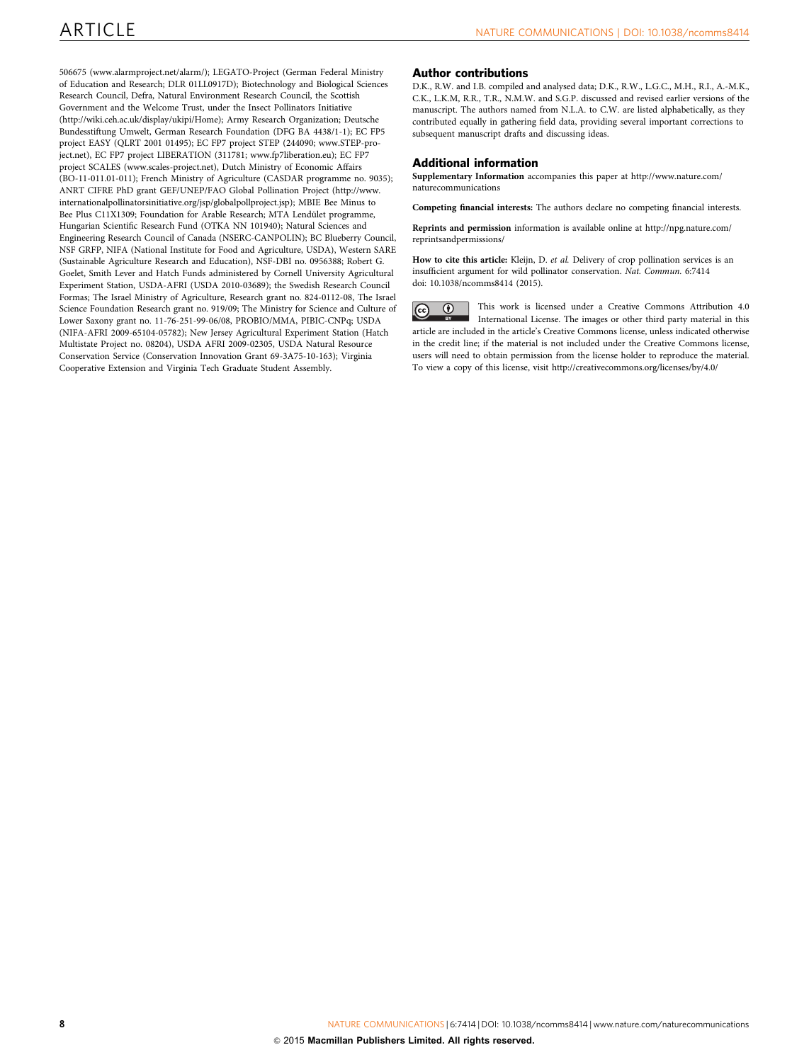506675 (www.alarmproject.net/alarm/); LEGATO-Project (German Federal Ministry of Education and Research; DLR 01LL0917D); Biotechnology and Biological Sciences Research Council, Defra, Natural Environment Research Council, the Scottish Government and the Welcome Trust, under the Insect Pollinators Initiative (http://wiki.ceh.ac.uk/display/ukipi/Home); Army Research Organization; Deutsche Bundesstiftung Umwelt, German Research Foundation (DFG BA 4438/1-1); EC FP5 project EASY (QLRT 2001 01495); EC FP7 project STEP (244090; www.STEP-project.net), EC FP7 project LIBERATION (311781; www.fp7liberation.eu); EC FP7 project SCALES (www.scales-project.net), Dutch Ministry of Economic Affairs (BO-11-011.01-011); French Ministry of Agriculture (CASDAR programme no. 9035); ANRT CIFRE PhD grant GEF/UNEP/FAO Global Pollination Project (http://www.internationalpollinatorsinitiative.org/jsp/globalpollproject.jsp); MBIE Bee Minus to Bee Plus C11X1309; Foundation for Arable Research; MTA Lendület programme, Hungarian Scientific Research Fund (OTKA NN 101940); Natural Sciences and Engineering Research Council of Canada (NSERC-CANPOLIN); BC Blueberry Council, NSF GRFP, NIFA (National Institute for Food and Agriculture, USDA), Western SARE (Sustainable Agriculture Research and Education), NSF-DBI no. 0956388; Robert G. Goelet, Smith Lever and Hatch Funds administered by Cornell University Agricultural Experiment Station, USDA-AFRI (USDA 2010-03689); the Swedish Research Council Formas; The Israel Ministry of Agriculture, Research grant no. 824-0112-08, The Israel Science Foundation Research grant no. 919/09; The Ministry for Science and Culture of Lower Saxony grant no. 11-76-251-99-06/08, PROBIO/MMA, PIBIC-CNPq; USDA (NIFA-AFRI 2009-65104-05782); New Jersey Agricultural Experiment Station (Hatch Multistate Project no. 08204), USDA AFRI 2009-02305, USDA Natural Resource Conservation Service (Conservation Innovation Grant 69-3A75-10-163); Virginia Cooperative Extension and Virginia Tech Graduate Student Assembly.

## Author contributions

D.K., R.W. and I.B. compiled and analysed data; D.K., R.W., L.G.C., M.H., R.I., A.-M.K., C.K., L.K.M, R.R., T.R., N.M.W. and S.G.P. discussed and revised earlier versions of the manuscript. The authors named from N.L.A. to C.W. are listed alphabetically, as they contributed equally in gathering field data, providing several important corrections to subsequent manuscript drafts and discussing ideas.

## Additional information

**Supplementary Information** accompanies this paper at http://www.nature.com/naturecommunications

**Competing financial interests:** The authors declare no competing financial interests.

**Reprints and permission** information is available online at http://npg.nature.com/reprintsandpermissions/

**How to cite this article:** Kleijn, D. *et al.* Delivery of crop pollination services is an insufficient argument for wild pollinator conservation. *Nat. Commun.* 6:7414 doi: 10.1038/ncomms8414 (2015).

This work is licensed under a Creative Commons Attribution 4.0 International License. The images or other third party material in this article are included in the article's Creative Commons license, unless indicated otherwise in the credit line; if the material is not included under the Creative Commons license, users will need to obtain permission from the license holder to reproduce the material. To view a copy of this license, visit http://creativecommons.org/licenses/by/4.0/